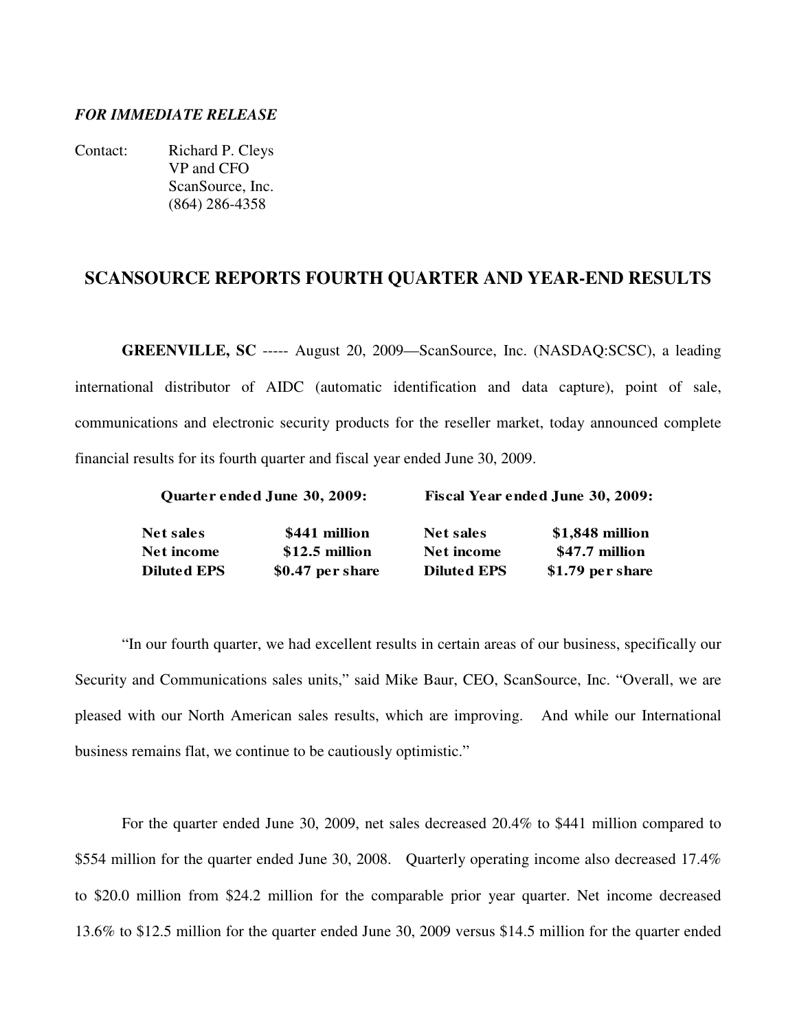***FOR IMMEDIATE RELEASE***

Contact: Richard P. Cleys
VP and CFO
ScanSource, Inc.
(864) 286-4358

## SCANSOURCE REPORTS FOURTH QUARTER AND YEAR-END RESULTS

**GREENVILLE, SC** ----- August 20, 2009—ScanSource, Inc. (NASDAQ:SCSC), a leading international distributor of AIDC (automatic identification and data capture), point of sale, communications and electronic security products for the reseller market, today announced complete financial results for its fourth quarter and fiscal year ended June 30, 2009.

| **Quarter ended June 30, 2009:** | | **Fiscal Year ended June 30, 2009:** | |
|---|---|---|---|
| **Net sales** | **$441 million** | **Net sales** | **$1,848 million** |
| **Net income** | **$12.5 million** | **Net income** | **$47.7 million** |
| **Diluted EPS** | **$0.47 per share** | **Diluted EPS** | **$1.79 per share** |

"In our fourth quarter, we had excellent results in certain areas of our business, specifically our Security and Communications sales units," said Mike Baur, CEO, ScanSource, Inc. "Overall, we are pleased with our North American sales results, which are improving. And while our International business remains flat, we continue to be cautiously optimistic."

For the quarter ended June 30, 2009, net sales decreased 20.4% to $441 million compared to $554 million for the quarter ended June 30, 2008. Quarterly operating income also decreased 17.4% to $20.0 million from $24.2 million for the comparable prior year quarter. Net income decreased 13.6% to $12.5 million for the quarter ended June 30, 2009 versus $14.5 million for the quarter ended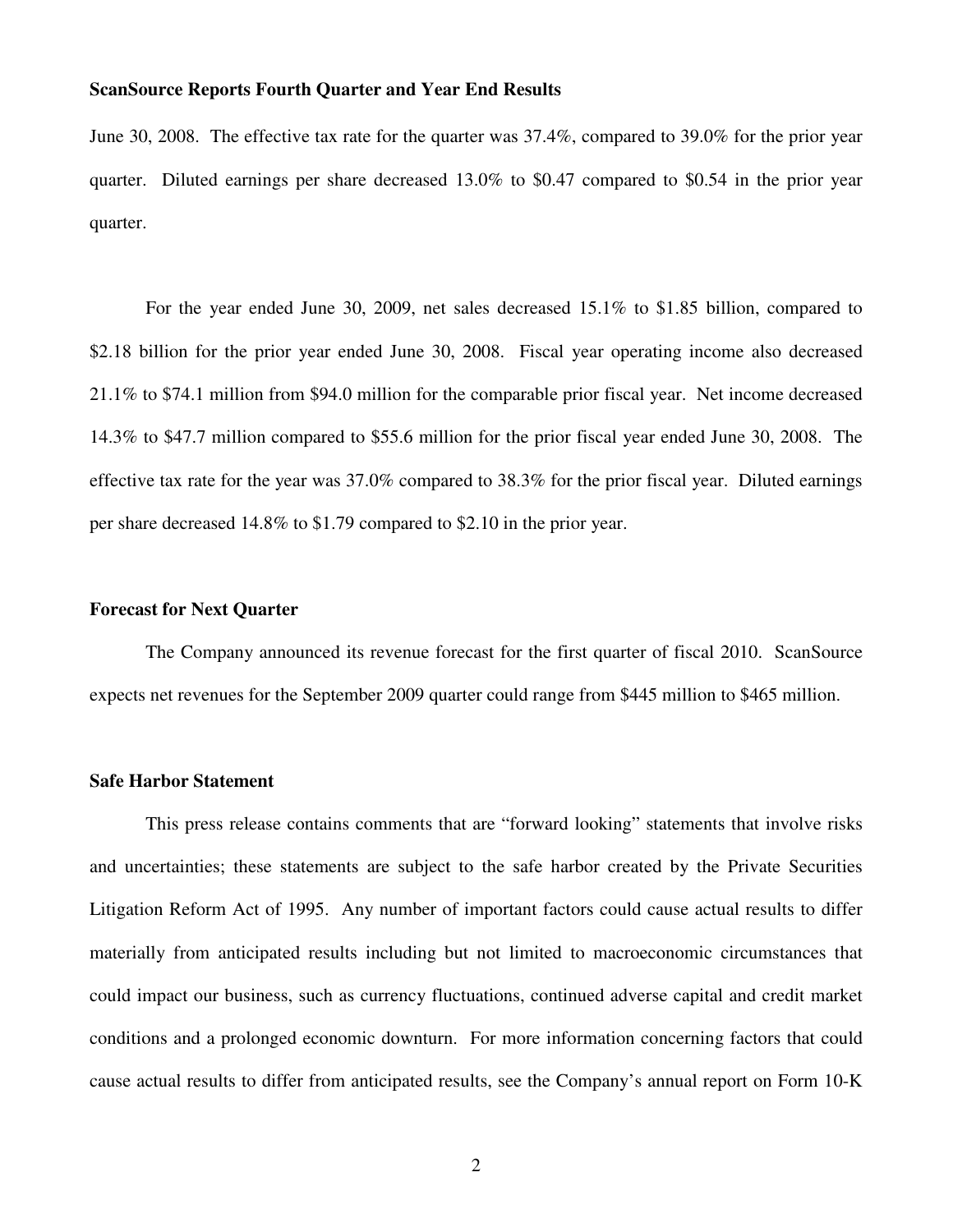**ScanSource Reports Fourth Quarter and Year End Results**

June 30, 2008. The effective tax rate for the quarter was 37.4%, compared to 39.0% for the prior year quarter. Diluted earnings per share decreased 13.0% to $0.47 compared to $0.54 in the prior year quarter.

For the year ended June 30, 2009, net sales decreased 15.1% to $1.85 billion, compared to $2.18 billion for the prior year ended June 30, 2008. Fiscal year operating income also decreased 21.1% to $74.1 million from $94.0 million for the comparable prior fiscal year. Net income decreased 14.3% to $47.7 million compared to $55.6 million for the prior fiscal year ended June 30, 2008. The effective tax rate for the year was 37.0% compared to 38.3% for the prior fiscal year. Diluted earnings per share decreased 14.8% to $1.79 compared to $2.10 in the prior year.

**Forecast for Next Quarter**

The Company announced its revenue forecast for the first quarter of fiscal 2010. ScanSource expects net revenues for the September 2009 quarter could range from $445 million to $465 million.

**Safe Harbor Statement**

This press release contains comments that are "forward looking" statements that involve risks and uncertainties; these statements are subject to the safe harbor created by the Private Securities Litigation Reform Act of 1995. Any number of important factors could cause actual results to differ materially from anticipated results including but not limited to macroeconomic circumstances that could impact our business, such as currency fluctuations, continued adverse capital and credit market conditions and a prolonged economic downturn. For more information concerning factors that could cause actual results to differ from anticipated results, see the Company's annual report on Form 10-K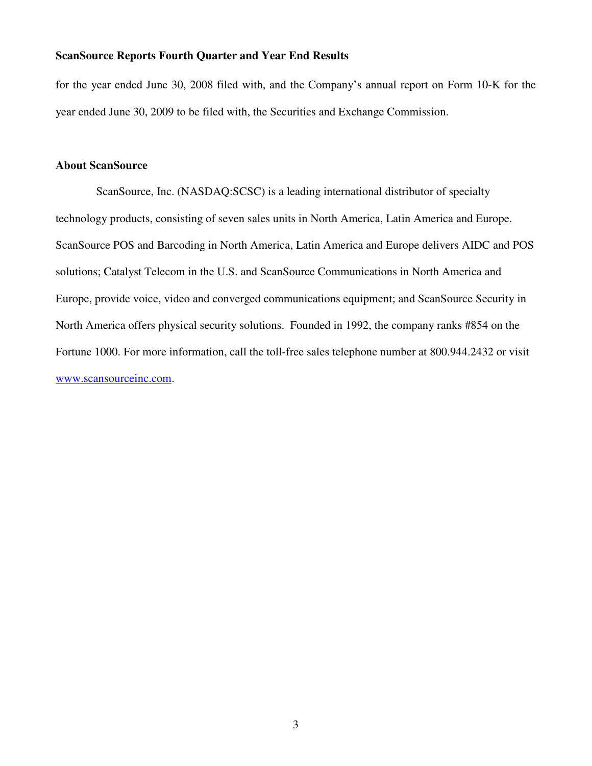for the year ended June 30, 2008 filed with, and the Company's annual report on Form 10-K for the year ended June 30, 2009 to be filed with, the Securities and Exchange Commission.

**About ScanSource**

ScanSource, Inc. (NASDAQ:SCSC) is a leading international distributor of specialty technology products, consisting of seven sales units in North America, Latin America and Europe. ScanSource POS and Barcoding in North America, Latin America and Europe delivers AIDC and POS solutions; Catalyst Telecom in the U.S. and ScanSource Communications in North America and Europe, provide voice, video and converged communications equipment; and ScanSource Security in North America offers physical security solutions. Founded in 1992, the company ranks #854 on the Fortune 1000. For more information, call the toll-free sales telephone number at 800.944.2432 or visit [www.scansourceinc.com](http://www.scansourceinc.com).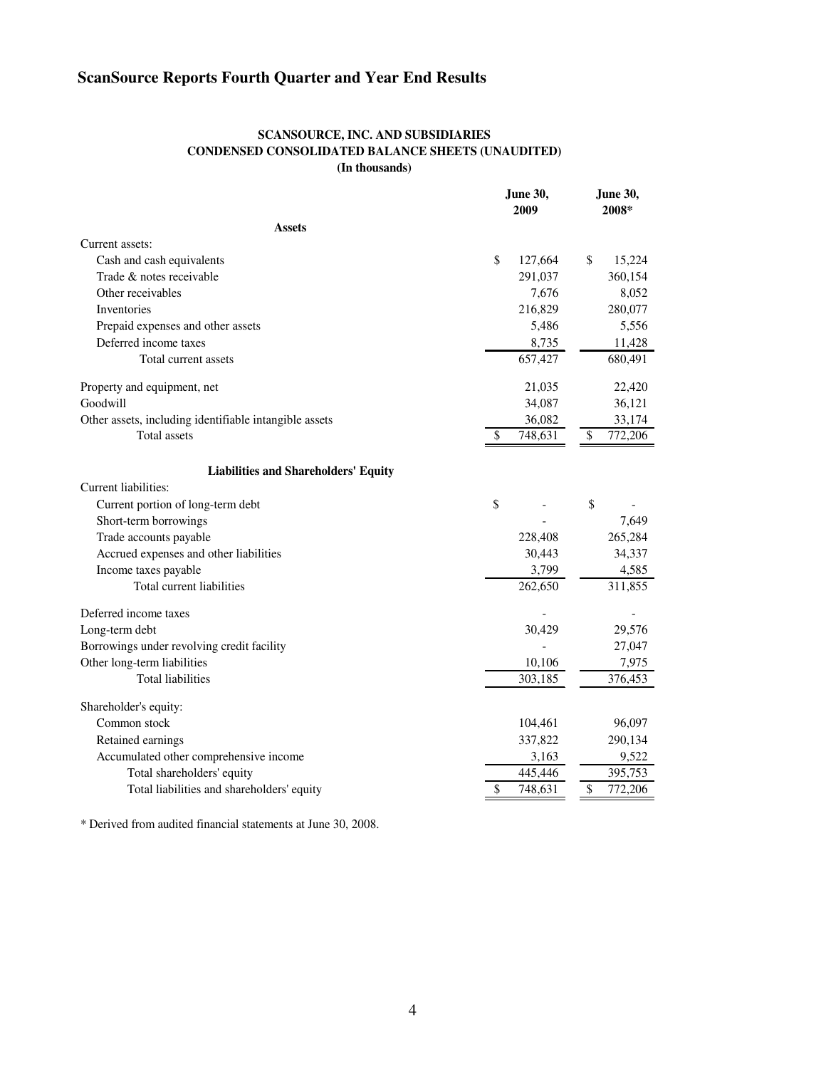# ScanSource Reports Fourth Quarter and Year End Results

**SCANSOURCE, INC. AND SUBSIDIARIES**
**CONDENSED CONSOLIDATED BALANCE SHEETS (UNAUDITED)**
**(In thousands)**

| | June 30, 2009 | June 30, 2008* |
|---|---|---|
| **Assets** | | |
| Current assets: | | |
| Cash and cash equivalents | $ 127,664 | $ 15,224 |
| Trade & notes receivable | 291,037 | 360,154 |
| Other receivables | 7,676 | 8,052 |
| Inventories | 216,829 | 280,077 |
| Prepaid expenses and other assets | 5,486 | 5,556 |
| Deferred income taxes | 8,735 | 11,428 |
| Total current assets | 657,427 | 680,491 |
| Property and equipment, net | 21,035 | 22,420 |
| Goodwill | 34,087 | 36,121 |
| Other assets, including identifiable intangible assets | 36,082 | 33,174 |
| Total assets | $ 748,631 | $ 772,206 |
| **Liabilities and Shareholders' Equity** | | |
| Current liabilities: | | |
| Current portion of long-term debt | $ - | $ - |
| Short-term borrowings | - | 7,649 |
| Trade accounts payable | 228,408 | 265,284 |
| Accrued expenses and other liabilities | 30,443 | 34,337 |
| Income taxes payable | 3,799 | 4,585 |
| Total current liabilities | 262,650 | 311,855 |
| Deferred income taxes | - | - |
| Long-term debt | 30,429 | 29,576 |
| Borrowings under revolving credit facility | - | 27,047 |
| Other long-term liabilities | 10,106 | 7,975 |
| Total liabilities | 303,185 | 376,453 |
| Shareholder's equity: | | |
| Common stock | 104,461 | 96,097 |
| Retained earnings | 337,822 | 290,134 |
| Accumulated other comprehensive income | 3,163 | 9,522 |
| Total shareholders' equity | 445,446 | 395,753 |
| Total liabilities and shareholders' equity | $ 748,631 | $ 772,206 |

* Derived from audited financial statements at June 30, 2008.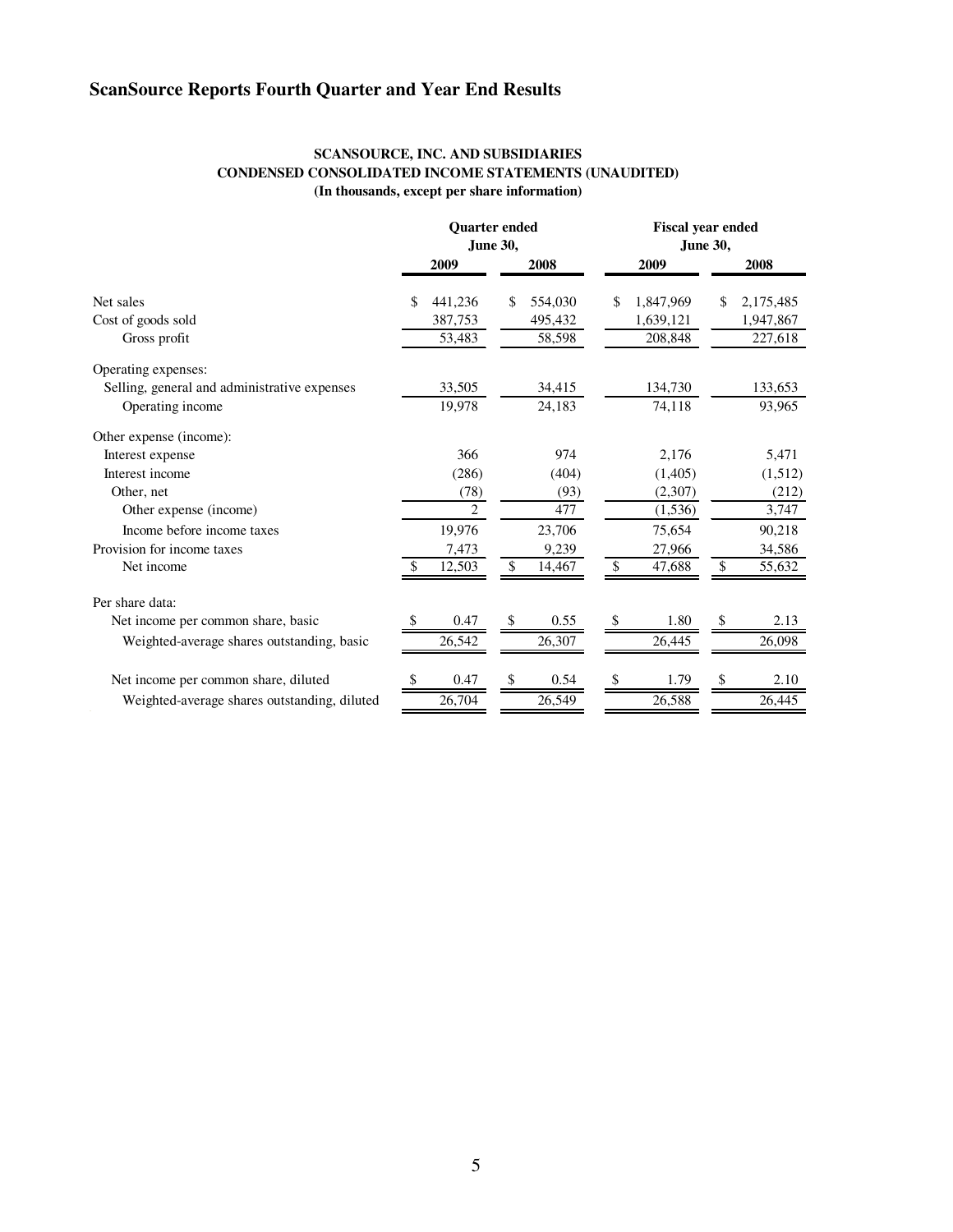# ScanSource Reports Fourth Quarter and Year End Results

**SCANSOURCE, INC. AND SUBSIDIARIES**
**CONDENSED CONSOLIDATED INCOME STATEMENTS (UNAUDITED)**
**(In thousands, except per share information)**

| | Quarter ended June 30, | | Fiscal year ended June 30, | |
|---|---|---|---|---|
| | 2009 | 2008 | 2009 | 2008 |
| Net sales | $ 441,236 | $ 554,030 | $ 1,847,969 | $ 2,175,485 |
| Cost of goods sold | 387,753 | 495,432 | 1,639,121 | 1,947,867 |
| Gross profit | 53,483 | 58,598 | 208,848 | 227,618 |
| Operating expenses: | | | | |
| Selling, general and administrative expenses | 33,505 | 34,415 | 134,730 | 133,653 |
| Operating income | 19,978 | 24,183 | 74,118 | 93,965 |
| Other expense (income): | | | | |
| Interest expense | 366 | 974 | 2,176 | 5,471 |
| Interest income | (286) | (404) | (1,405) | (1,512) |
| Other, net | (78) | (93) | (2,307) | (212) |
| Other expense (income) | 2 | 477 | (1,536) | 3,747 |
| Income before income taxes | 19,976 | 23,706 | 75,654 | 90,218 |
| Provision for income taxes | 7,473 | 9,239 | 27,966 | 34,586 |
| Net income | $ 12,503 | $ 14,467 | $ 47,688 | $ 55,632 |
| Per share data: | | | | |
| Net income per common share, basic | $ 0.47 | $ 0.55 | $ 1.80 | $ 2.13 |
| Weighted-average shares outstanding, basic | 26,542 | 26,307 | 26,445 | 26,098 |
| Net income per common share, diluted | $ 0.47 | $ 0.54 | $ 1.79 | $ 2.10 |
| Weighted-average shares outstanding, diluted | 26,704 | 26,549 | 26,588 | 26,445 |